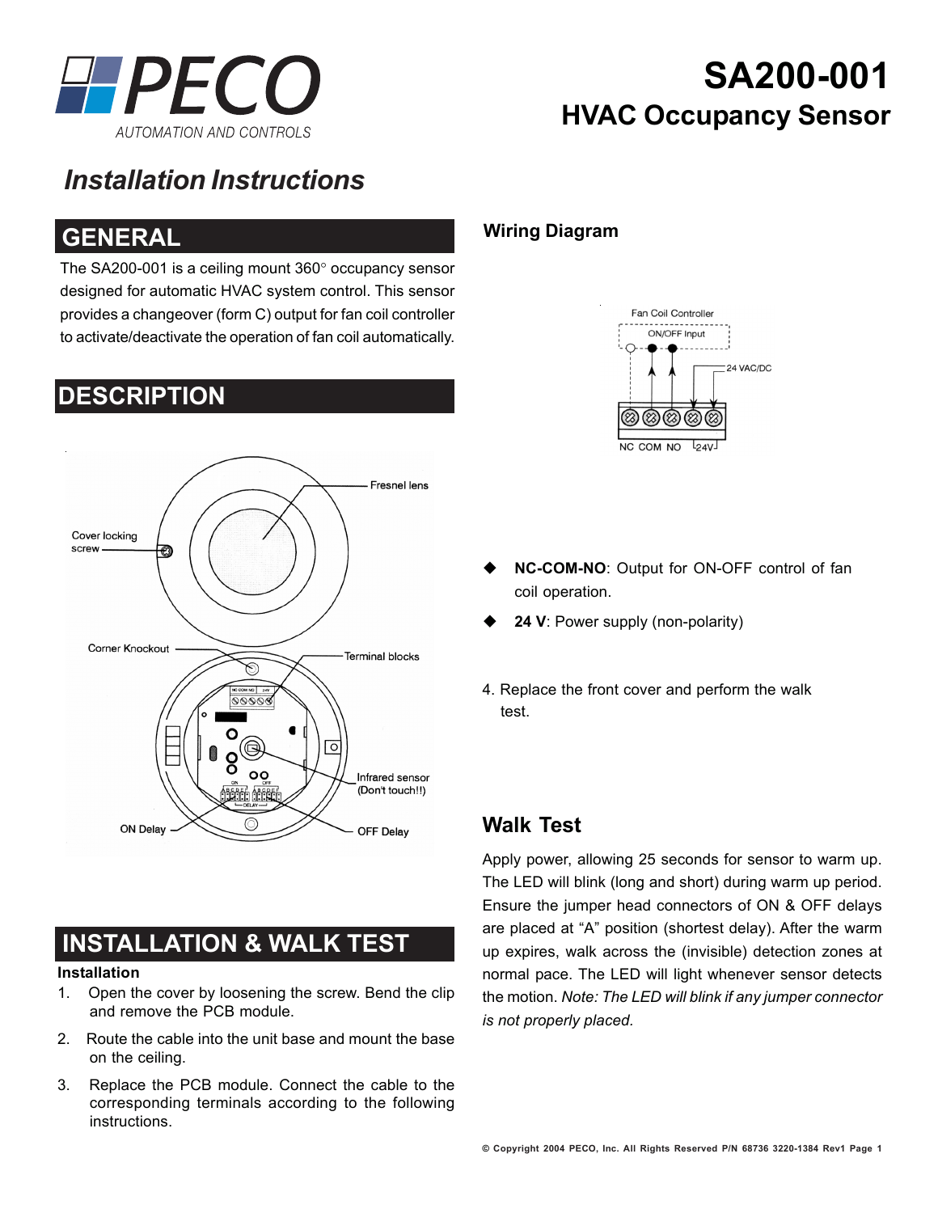# SA200-001

## HVAC Occupancy Sensor

### Installation Instructions

## GENERAL

The SA200-001 is a ceiling mount 360° occupancy sensor designed for automatic HVAC system control. This sensor provides a changeover (form C) output for fan coil controller to activate/deactivate the operation of fan coil automatically.

## DESCRIPTION

## INSTALLATION & WALK TEST

**Installation**

1. Open the cover by loosening the screw. Bend the clip and remove the PCB module.
2. Route the cable into the unit base and mount the base on the ceiling.
3. Replace the PCB module. Connect the cable to the corresponding terminals according to the following instructions.

### Wiring Diagram

- **NC-COM-NO**: Output for ON-OFF control of fan coil operation.
- **24 V**: Power supply (non-polarity)

4. Replace the front cover and perform the walk test.

### Walk Test

Apply power, allowing 25 seconds for sensor to warm up. The LED will blink (long and short) during warm up period. Ensure the jumper head connectors of ON & OFF delays are placed at "A" position (shortest delay). After the warm up expires, walk across the (invisible) detection zones at normal pace. The LED will light whenever sensor detects the motion. *Note: The LED will blink if any jumper connector is not properly placed.*

© Copyright 2004 PECO, Inc. All Rights Reserved P/N 68736 3220-1384 Rev1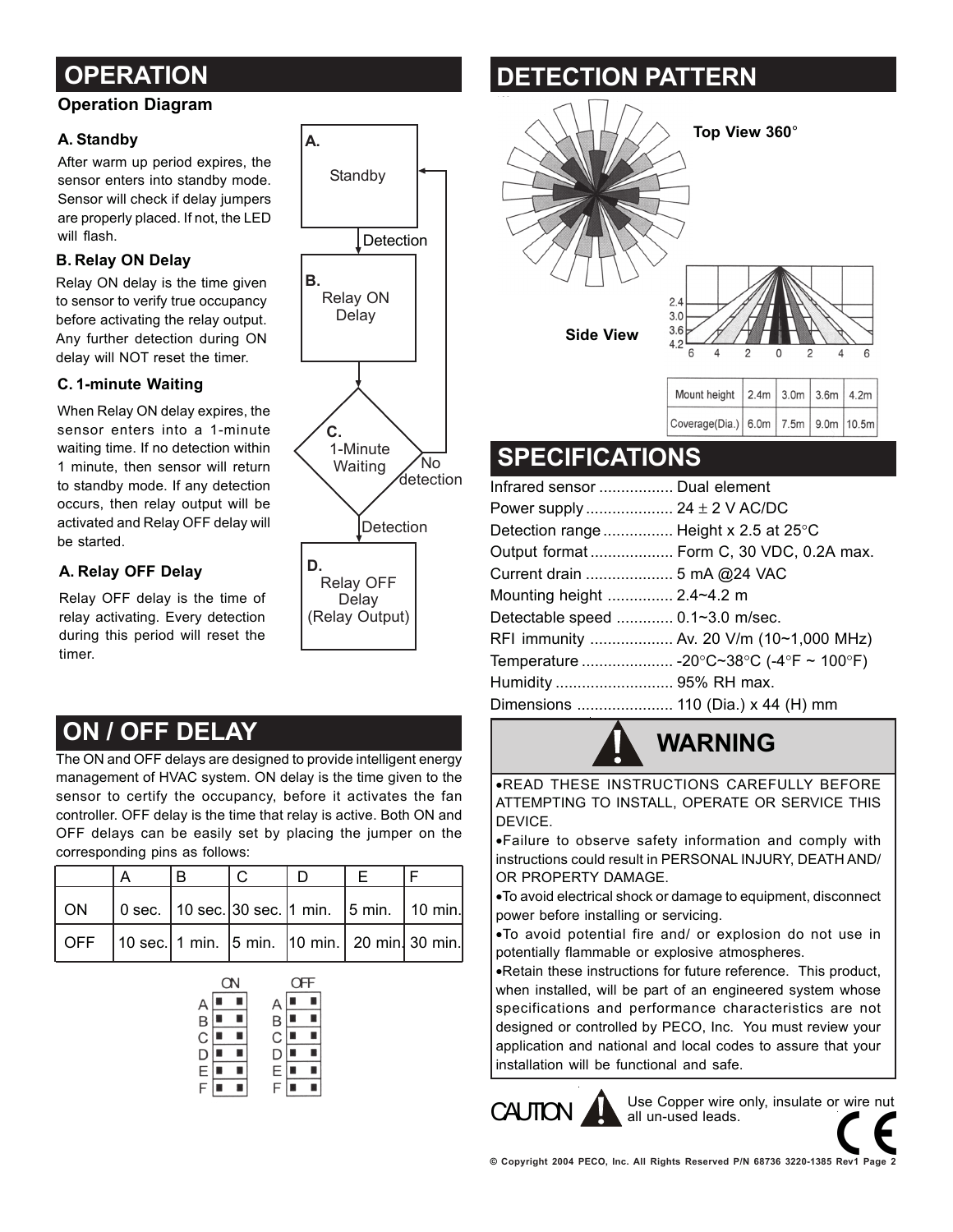## OPERATION

### Operation Diagram

**A. Standby**

After warm up period expires, the sensor enters into standby mode. Sensor will check if delay jumpers are properly placed. If not, the LED will flash.

**B. Relay ON Delay**

Relay ON delay is the time given to sensor to verify true occupancy before activating the relay output. Any further detection during ON delay will NOT reset the timer.

**C. 1-minute Waiting**

When Relay ON delay expires, the sensor enters into a 1-minute waiting time. If no detection within 1 minute, then sensor will return to standby mode. If any detection occurs, then relay output will be activated and Relay OFF delay will be started.

**A. Relay OFF Delay**

Relay OFF delay is the time of relay activating. Every detection during this period will reset the timer.

A. Standby

Detection

B. Relay ON Delay

C. 1-Minute Waiting

No detection

Detection

D. Relay OFF Delay (Relay Output)

## ON / OFF DELAY

The ON and OFF delays are designed to provide intelligent energy management of HVAC system. ON delay is the time given to the sensor to certify the occupancy, before it activates the fan controller. OFF delay is the time that relay is active. Both ON and OFF delays can be easily set by placing the jumper on the corresponding pins as follows:

| | A | B | C | D | E | F |
|---|---|---|---|---|---|---|
| ON | 0 sec. | 10 sec. | 30 sec. | 1 min. | 5 min. | 10 min. |
| OFF | 10 sec. | 1 min. | 5 min. | 10 min. | 20 min. | 30 min. |

ON: A B C D E F

OFF: A B C D E F

## DETECTION PATTERN

Top View 360°

Side View

2.4
3.0
3.6
4.2
6 4 2 0 2 4 6

| Mount height | 2.4m | 3.0m | 3.6m | 4.2m |
|---|---|---|---|---|
| Coverage(Dia.) | 6.0m | 7.5m | 9.0m | 10.5m |

## SPECIFICATIONS

Infrared sensor ................. Dual element
Power supply .................... 24 ± 2 V AC/DC
Detection range ................ Height x 2.5 at 25°C
Output format ................... Form C, 30 VDC, 0.2A max.
Current drain .................... 5 mA @24 VAC
Mounting height ............... 2.4~4.2 m
Detectable speed ............. 0.1~3.0 m/sec.
RFI immunity ................... Av. 20 V/m (10~1,000 MHz)
Temperature ..................... -20°C~38°C (-4°F ~ 100°F)
Humidity ........................... 95% RH max.
Dimensions ...................... 110 (Dia.) x 44 (H) mm

## WARNING

- READ THESE INSTRUCTIONS CAREFULLY BEFORE ATTEMPTING TO INSTALL, OPERATE OR SERVICE THIS DEVICE.
- Failure to observe safety information and comply with instructions could result in PERSONAL INJURY, DEATH AND/ OR PROPERTY DAMAGE.
- To avoid electrical shock or damage to equipment, disconnect power before installing or servicing.
- To avoid potential fire and/ or explosion do not use in potentially flammable or explosive atmospheres.
- Retain these instructions for future reference. This product, when installed, will be part of an engineered system whose specifications and performance characteristics are not designed or controlled by PECO, Inc. You must review your application and national and local codes to assure that your installation will be functional and safe.

CAUTION Use Copper wire only, insulate or wire nut all un-used leads.

© Copyright 2004 PECO, Inc. All Rights Reserved P/N 68736 3220-1385 Rev1